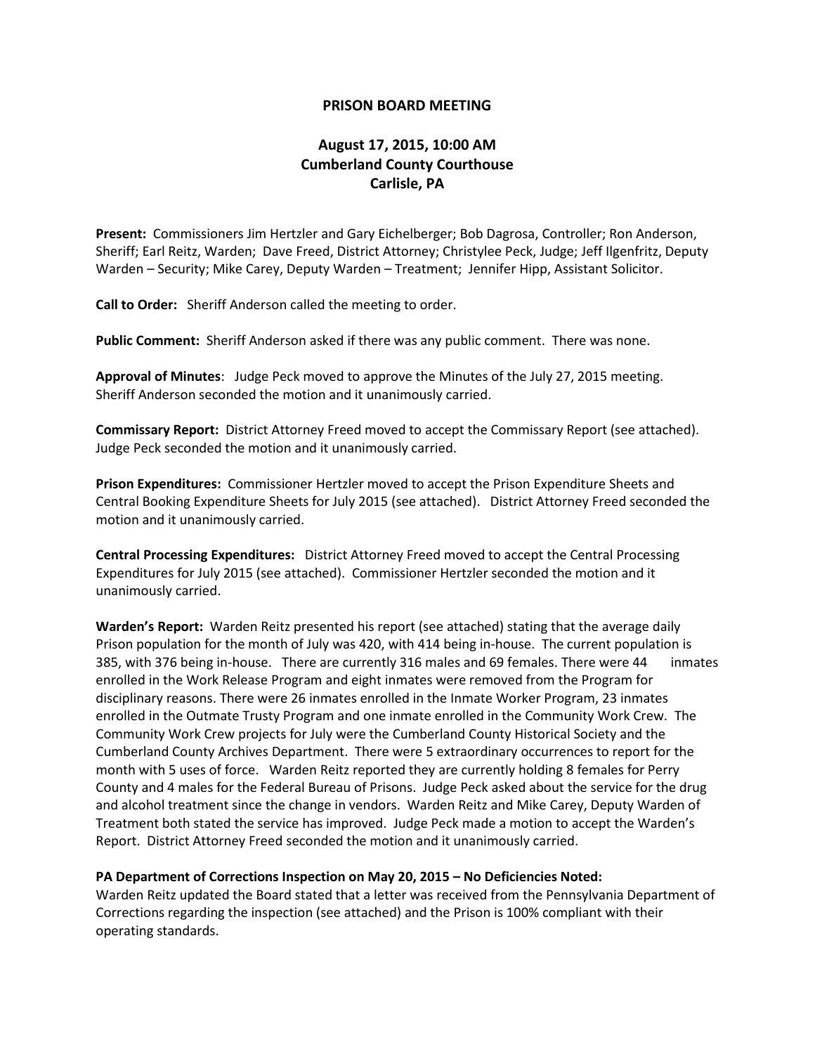# PRISON BOARD MEETING

## August 17, 2015, 10:00 AM
## Cumberland County Courthouse
## Carlisle, PA

**Present:** Commissioners Jim Hertzler and Gary Eichelberger; Bob Dagrosa, Controller; Ron Anderson, Sheriff; Earl Reitz, Warden; Dave Freed, District Attorney; Christylee Peck, Judge; Jeff Ilgenfritz, Deputy Warden – Security; Mike Carey, Deputy Warden – Treatment; Jennifer Hipp, Assistant Solicitor.

**Call to Order:** Sheriff Anderson called the meeting to order.

**Public Comment:** Sheriff Anderson asked if there was any public comment. There was none.

**Approval of Minutes**: Judge Peck moved to approve the Minutes of the July 27, 2015 meeting. Sheriff Anderson seconded the motion and it unanimously carried.

**Commissary Report:** District Attorney Freed moved to accept the Commissary Report (see attached). Judge Peck seconded the motion and it unanimously carried.

**Prison Expenditures:** Commissioner Hertzler moved to accept the Prison Expenditure Sheets and Central Booking Expenditure Sheets for July 2015 (see attached). District Attorney Freed seconded the motion and it unanimously carried.

**Central Processing Expenditures:** District Attorney Freed moved to accept the Central Processing Expenditures for July 2015 (see attached). Commissioner Hertzler seconded the motion and it unanimously carried.

**Warden's Report:** Warden Reitz presented his report (see attached) stating that the average daily Prison population for the month of July was 420, with 414 being in-house. The current population is 385, with 376 being in-house. There are currently 316 males and 69 females. There were 44 inmates enrolled in the Work Release Program and eight inmates were removed from the Program for disciplinary reasons. There were 26 inmates enrolled in the Inmate Worker Program, 23 inmates enrolled in the Outmate Trusty Program and one inmate enrolled in the Community Work Crew. The Community Work Crew projects for July were the Cumberland County Historical Society and the Cumberland County Archives Department. There were 5 extraordinary occurrences to report for the month with 5 uses of force. Warden Reitz reported they are currently holding 8 females for Perry County and 4 males for the Federal Bureau of Prisons. Judge Peck asked about the service for the drug and alcohol treatment since the change in vendors. Warden Reitz and Mike Carey, Deputy Warden of Treatment both stated the service has improved. Judge Peck made a motion to accept the Warden's Report. District Attorney Freed seconded the motion and it unanimously carried.

**PA Department of Corrections Inspection on May 20, 2015 – No Deficiencies Noted:**
Warden Reitz updated the Board stated that a letter was received from the Pennsylvania Department of Corrections regarding the inspection (see attached) and the Prison is 100% compliant with their operating standards.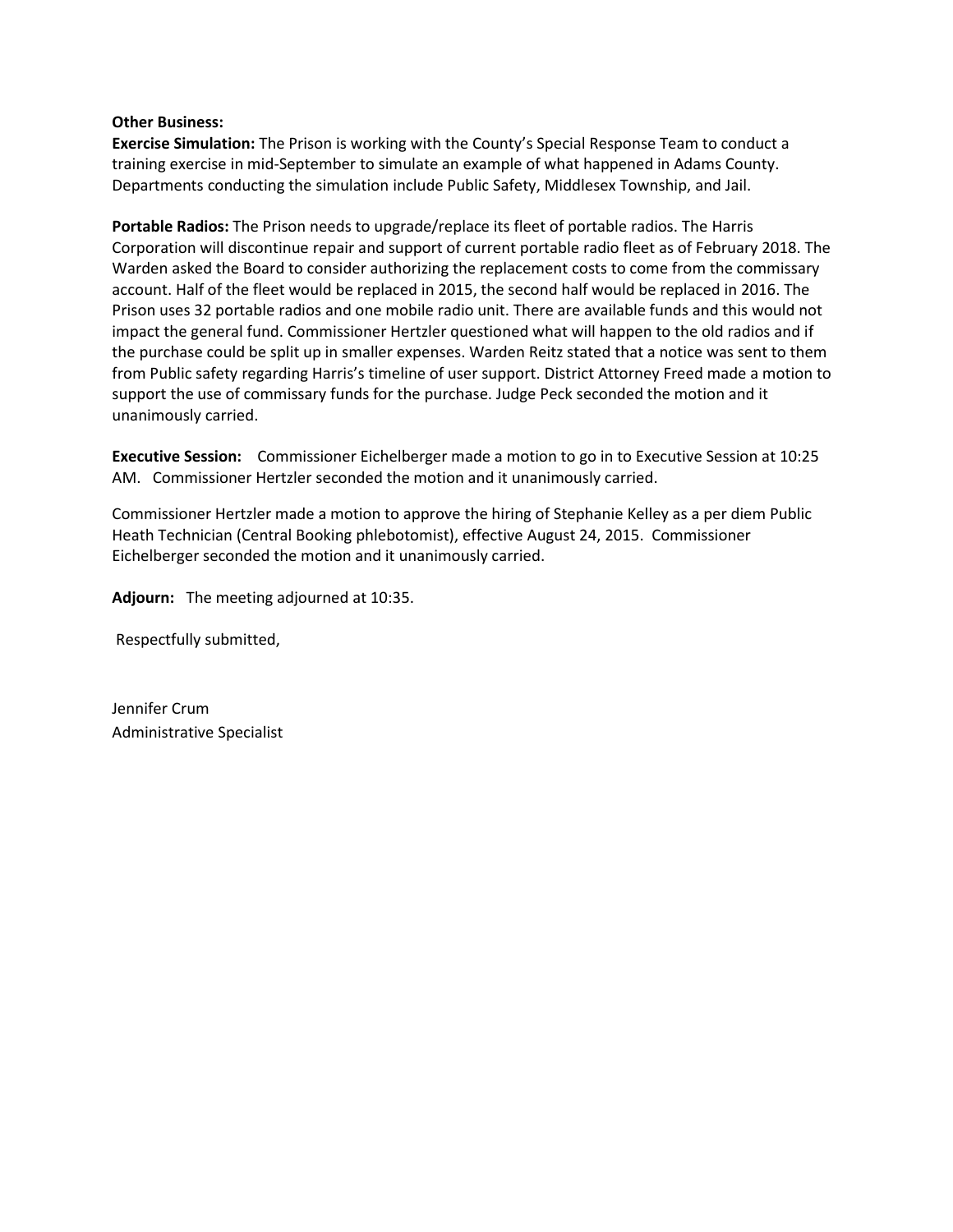**Other Business:**

**Exercise Simulation:** The Prison is working with the County's Special Response Team to conduct a training exercise in mid-September to simulate an example of what happened in Adams County. Departments conducting the simulation include Public Safety, Middlesex Township, and Jail.

**Portable Radios:** The Prison needs to upgrade/replace its fleet of portable radios. The Harris Corporation will discontinue repair and support of current portable radio fleet as of February 2018. The Warden asked the Board to consider authorizing the replacement costs to come from the commissary account. Half of the fleet would be replaced in 2015, the second half would be replaced in 2016. The Prison uses 32 portable radios and one mobile radio unit. There are available funds and this would not impact the general fund. Commissioner Hertzler questioned what will happen to the old radios and if the purchase could be split up in smaller expenses. Warden Reitz stated that a notice was sent to them from Public safety regarding Harris's timeline of user support. District Attorney Freed made a motion to support the use of commissary funds for the purchase. Judge Peck seconded the motion and it unanimously carried.

**Executive Session:** Commissioner Eichelberger made a motion to go in to Executive Session at 10:25 AM. Commissioner Hertzler seconded the motion and it unanimously carried.

Commissioner Hertzler made a motion to approve the hiring of Stephanie Kelley as a per diem Public Heath Technician (Central Booking phlebotomist), effective August 24, 2015. Commissioner Eichelberger seconded the motion and it unanimously carried.

**Adjourn:** The meeting adjourned at 10:35.

Respectfully submitted,

Jennifer Crum
Administrative Specialist